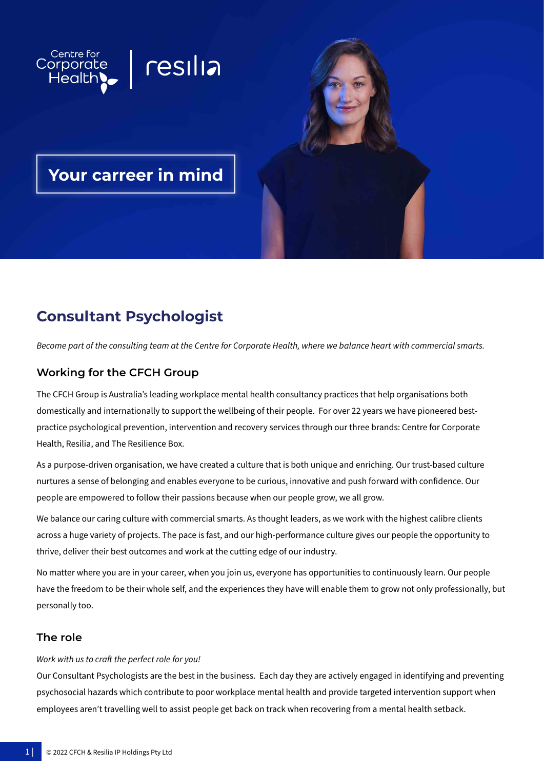Centre for Corporate Health | resilia

# Your carreer in mind

## Consultant Psychologist

*Become part of the consulting team at the Centre for Corporate Health, where we balance heart with commercial smarts.*

### Working for the CFCH Group

The CFCH Group is Australia's leading workplace mental health consultancy practices that help organisations both domestically and internationally to support the wellbeing of their people. For over 22 years we have pioneered best-practice psychological prevention, intervention and recovery services through our three brands: Centre for Corporate Health, Resilia, and The Resilience Box.

As a purpose-driven organisation, we have created a culture that is both unique and enriching. Our trust-based culture nurtures a sense of belonging and enables everyone to be curious, innovative and push forward with confidence. Our people are empowered to follow their passions because when our people grow, we all grow.

We balance our caring culture with commercial smarts. As thought leaders, as we work with the highest calibre clients across a huge variety of projects. The pace is fast, and our high-performance culture gives our people the opportunity to thrive, deliver their best outcomes and work at the cutting edge of our industry.

No matter where you are in your career, when you join us, everyone has opportunities to continuously learn. Our people have the freedom to be their whole self, and the experiences they have will enable them to grow not only professionally, but personally too.

### The role

*Work with us to craft the perfect role for you!*

Our Consultant Psychologists are the best in the business. Each day they are actively engaged in identifying and preventing psychosocial hazards which contribute to poor workplace mental health and provide targeted intervention support when employees aren't travelling well to assist people get back on track when recovering from a mental health setback.

© 2022 CFCH & Resilia IP Holdings Pty Ltd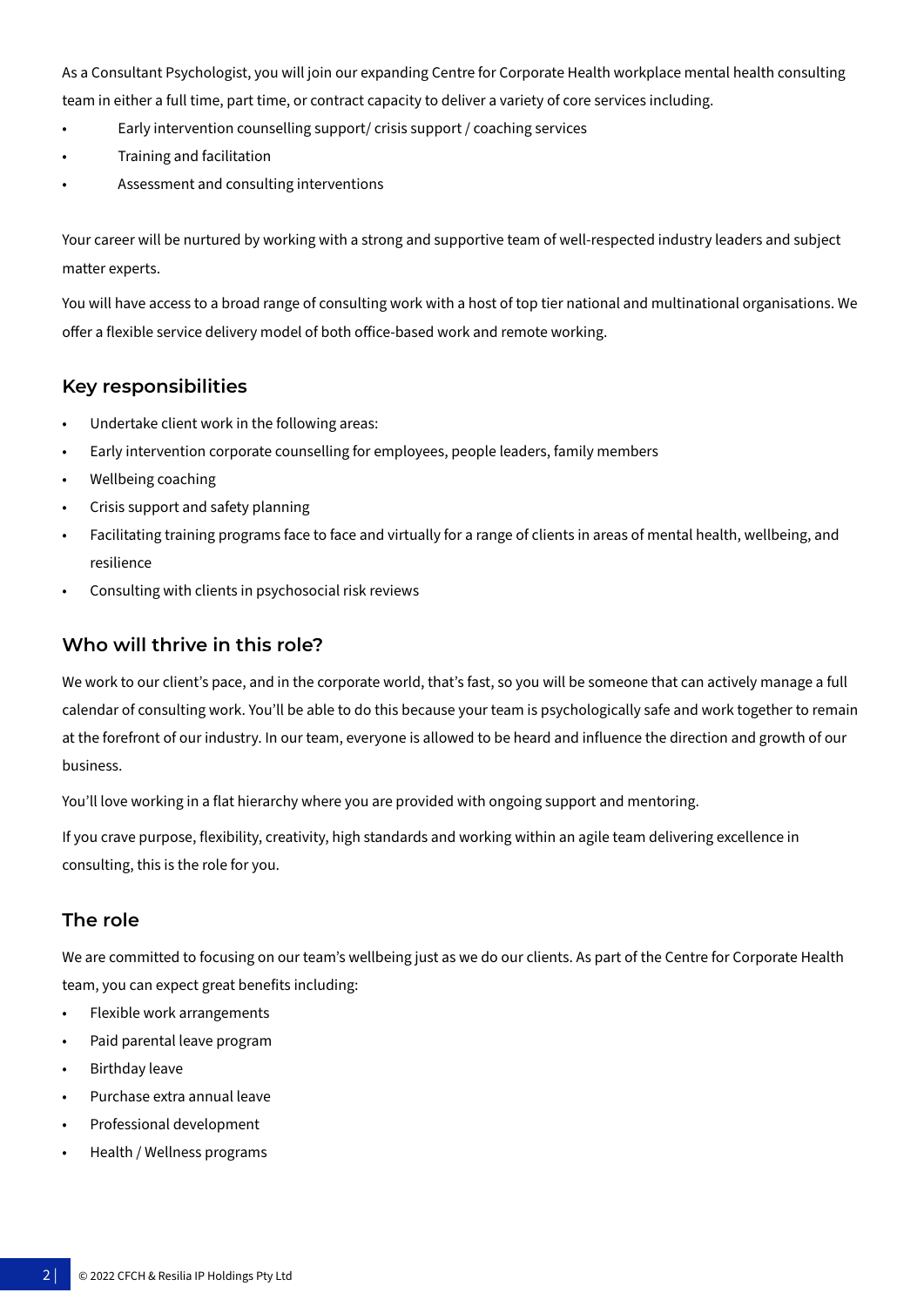As a Consultant Psychologist, you will join our expanding Centre for Corporate Health workplace mental health consulting team in either a full time, part time, or contract capacity to deliver a variety of core services including.

- Early intervention counselling support/ crisis support / coaching services
- Training and facilitation
- Assessment and consulting interventions

Your career will be nurtured by working with a strong and supportive team of well-respected industry leaders and subject matter experts.

You will have access to a broad range of consulting work with a host of top tier national and multinational organisations. We offer a flexible service delivery model of both office-based work and remote working.

## Key responsibilities

- Undertake client work in the following areas:
- Early intervention corporate counselling for employees, people leaders, family members
- Wellbeing coaching
- Crisis support and safety planning
- Facilitating training programs face to face and virtually for a range of clients in areas of mental health, wellbeing, and resilience
- Consulting with clients in psychosocial risk reviews

## Who will thrive in this role?

We work to our client's pace, and in the corporate world, that's fast, so you will be someone that can actively manage a full calendar of consulting work. You'll be able to do this because your team is psychologically safe and work together to remain at the forefront of our industry. In our team, everyone is allowed to be heard and influence the direction and growth of our business.

You'll love working in a flat hierarchy where you are provided with ongoing support and mentoring.

If you crave purpose, flexibility, creativity, high standards and working within an agile team delivering excellence in consulting, this is the role for you.

## The role

We are committed to focusing on our team's wellbeing just as we do our clients. As part of the Centre for Corporate Health team, you can expect great benefits including:

- Flexible work arrangements
- Paid parental leave program
- Birthday leave
- Purchase extra annual leave
- Professional development
- Health / Wellness programs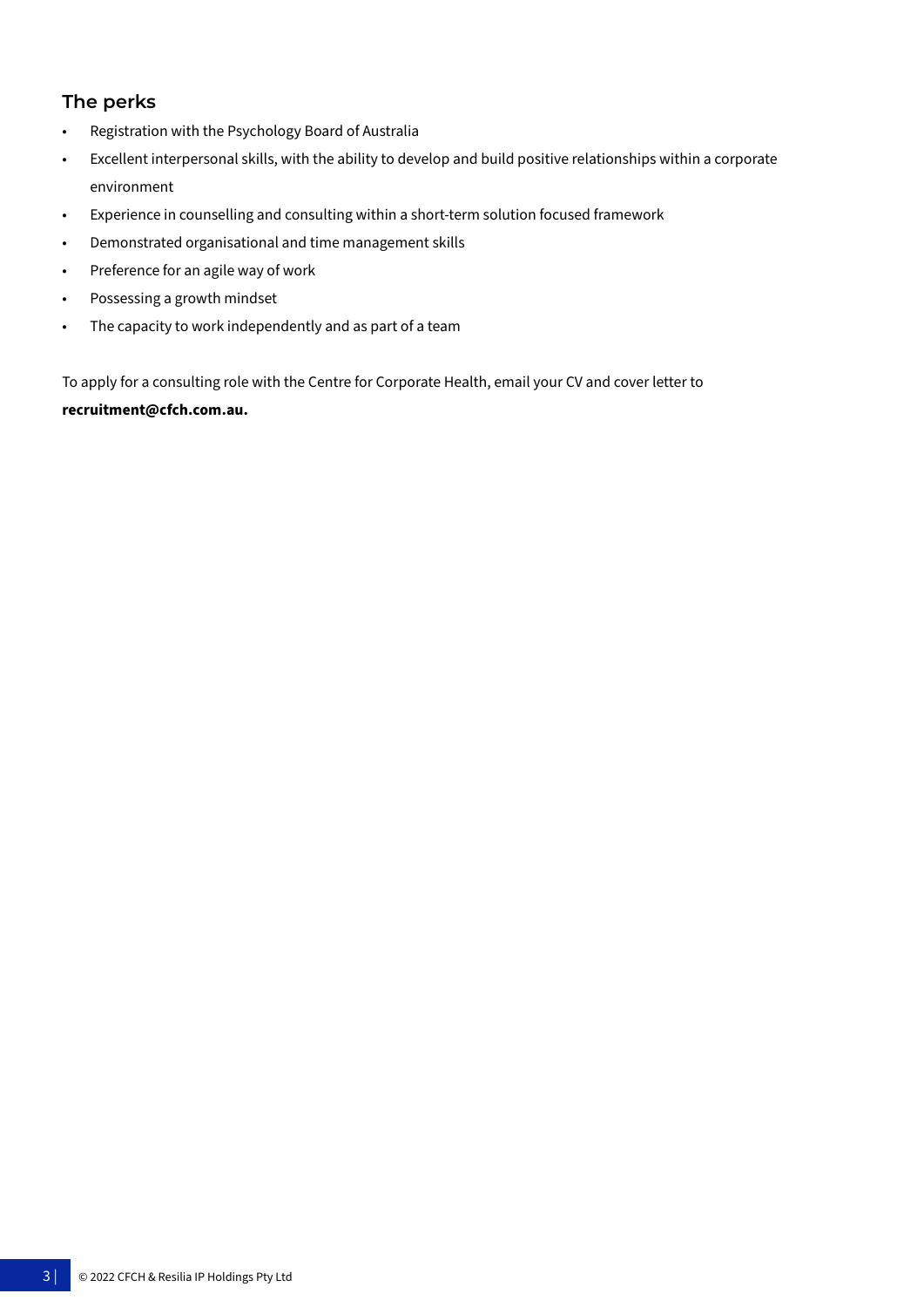## The perks

- Registration with the Psychology Board of Australia
- Excellent interpersonal skills, with the ability to develop and build positive relationships within a corporate environment
- Experience in counselling and consulting within a short-term solution focused framework
- Demonstrated organisational and time management skills
- Preference for an agile way of work
- Possessing a growth mindset
- The capacity to work independently and as part of a team

To apply for a consulting role with the Centre for Corporate Health, email your CV and cover letter to **recruitment@cfch.com.au.**

© 2022 CFCH & Resilia IP Holdings Pty Ltd